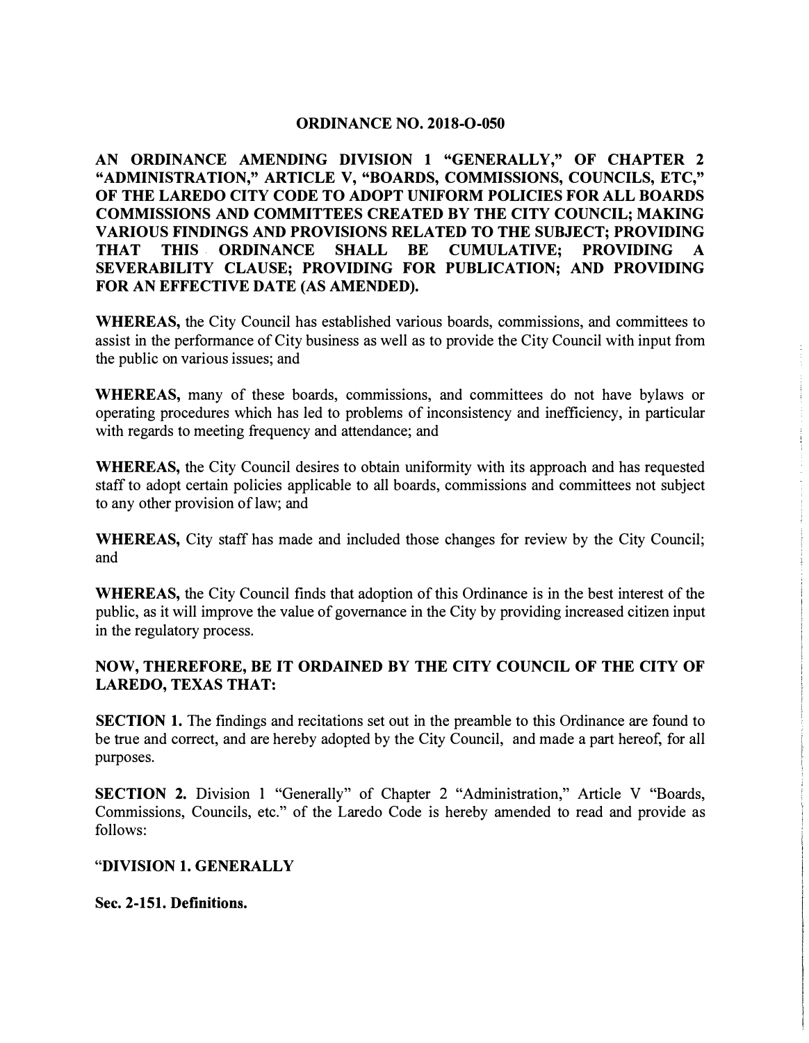# ORDINANCE NO. 2018-O-050

**AN ORDINANCE AMENDING DIVISION 1 "GENERALLY," OF CHAPTER 2 "ADMINISTRATION," ARTICLE V, "BOARDS, COMMISSIONS, COUNCILS, ETC," OF THE LAREDO CITY CODE TO ADOPT UNIFORM POLICIES FOR ALL BOARDS COMMISSIONS AND COMMITTEES CREATED BY THE CITY COUNCIL; MAKING VARIOUS FINDINGS AND PROVISIONS RELATED TO THE SUBJECT; PROVIDING THAT THIS ORDINANCE SHALL BE CUMULATIVE; PROVIDING A SEVERABILITY CLAUSE; PROVIDING FOR PUBLICATION; AND PROVIDING FOR AN EFFECTIVE DATE (AS AMENDED).**

**WHEREAS,** the City Council has established various boards, commissions, and committees to assist in the performance of City business as well as to provide the City Council with input from the public on various issues; and

**WHEREAS,** many of these boards, commissions, and committees do not have bylaws or operating procedures which has led to problems of inconsistency and inefficiency, in particular with regards to meeting frequency and attendance; and

**WHEREAS,** the City Council desires to obtain uniformity with its approach and has requested staff to adopt certain policies applicable to all boards, commissions and committees not subject to any other provision of law; and

**WHEREAS,** City staff has made and included those changes for review by the City Council; and

**WHEREAS,** the City Council finds that adoption of this Ordinance is in the best interest of the public, as it will improve the value of governance in the City by providing increased citizen input in the regulatory process.

**NOW, THEREFORE, BE IT ORDAINED BY THE CITY COUNCIL OF THE CITY OF LAREDO, TEXAS THAT:**

**SECTION 1.** The findings and recitations set out in the preamble to this Ordinance are found to be true and correct, and are hereby adopted by the City Council, and made a part hereof, for all purposes.

**SECTION 2.** Division 1 "Generally" of Chapter 2 "Administration," Article V "Boards, Commissions, Councils, etc." of the Laredo Code is hereby amended to read and provide as follows:

**"DIVISION 1. GENERALLY**

**Sec. 2-151. Definitions.**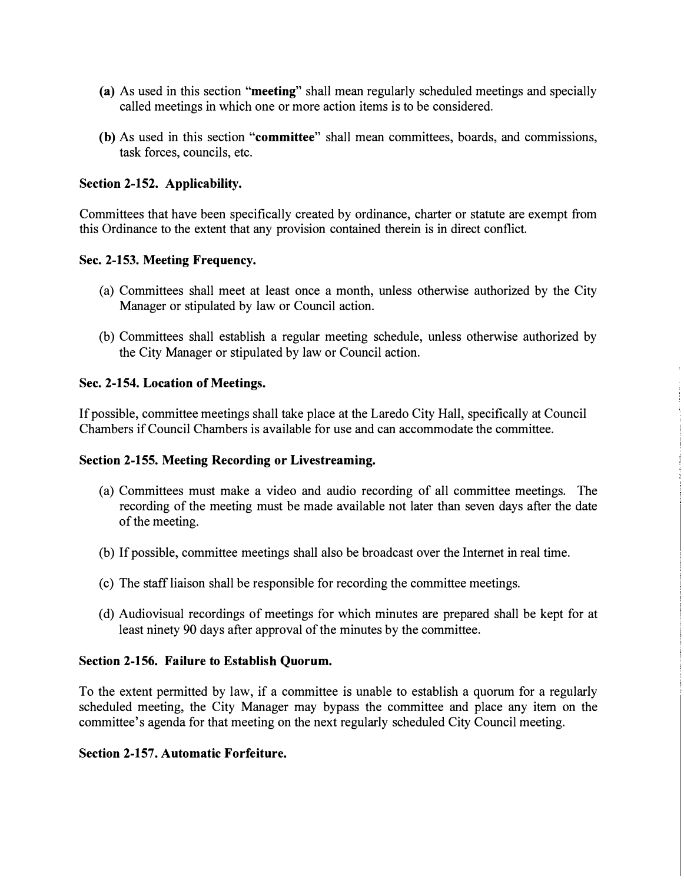**(a)** As used in this section "**meeting**" shall mean regularly scheduled meetings and specially called meetings in which one or more action items is to be considered.

**(b)** As used in this section "**committee**" shall mean committees, boards, and commissions, task forces, councils, etc.

### Section 2-152. Applicability.

Committees that have been specifically created by ordinance, charter or statute are exempt from this Ordinance to the extent that any provision contained therein is in direct conflict.

### Sec. 2-153. Meeting Frequency.

(a) Committees shall meet at least once a month, unless otherwise authorized by the City Manager or stipulated by law or Council action.

(b) Committees shall establish a regular meeting schedule, unless otherwise authorized by the City Manager or stipulated by law or Council action.

### Sec. 2-154. Location of Meetings.

If possible, committee meetings shall take place at the Laredo City Hall, specifically at Council Chambers if Council Chambers is available for use and can accommodate the committee.

### Section 2-155. Meeting Recording or Livestreaming.

(a) Committees must make a video and audio recording of all committee meetings. The recording of the meeting must be made available not later than seven days after the date of the meeting.

(b) If possible, committee meetings shall also be broadcast over the Internet in real time.

(c) The staff liaison shall be responsible for recording the committee meetings.

(d) Audiovisual recordings of meetings for which minutes are prepared shall be kept for at least ninety 90 days after approval of the minutes by the committee.

### Section 2-156. Failure to Establish Quorum.

To the extent permitted by law, if a committee is unable to establish a quorum for a regularly scheduled meeting, the City Manager may bypass the committee and place any item on the committee's agenda for that meeting on the next regularly scheduled City Council meeting.

### Section 2-157. Automatic Forfeiture.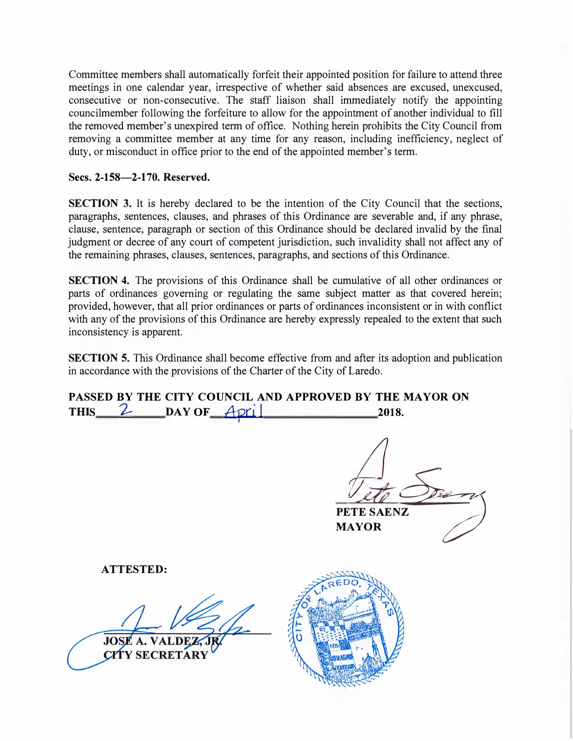Committee members shall automatically forfeit their appointed position for failure to attend three meetings in one calendar year, irrespective of whether said absences are excused, unexcused, consecutive or non-consecutive. The staff liaison shall immediately notify the appointing councilmember following the forfeiture to allow for the appointment of another individual to fill the removed member's unexpired term of office. Nothing herein prohibits the City Council from removing a committee member at any time for any reason, including inefficiency, neglect of duty, or misconduct in office prior to the end of the appointed member's term.

**Secs. 2-158—2-170. Reserved.**

**SECTION 3.** It is hereby declared to be the intention of the City Council that the sections, paragraphs, sentences, clauses, and phrases of this Ordinance are severable and, if any phrase, clause, sentence, paragraph or section of this Ordinance should be declared invalid by the final judgment or decree of any court of competent jurisdiction, such invalidity shall not affect any of the remaining phrases, clauses, sentences, paragraphs, and sections of this Ordinance.

**SECTION 4.** The provisions of this Ordinance shall be cumulative of all other ordinances or parts of ordinances governing or regulating the same subject matter as that covered herein; provided, however, that all prior ordinances or parts of ordinances inconsistent or in with conflict with any of the provisions of this Ordinance are hereby expressly repealed to the extent that such inconsistency is apparent.

**SECTION 5.** This Ordinance shall become effective from and after its adoption and publication in accordance with the provisions of the Charter of the City of Laredo.

**PASSED BY THE CITY COUNCIL AND APPROVED BY THE MAYOR ON THIS 2 DAY OF April 2018.**

**PETE SAENZ**
**MAYOR**

**ATTESTED:**

**JOSE A. VALDEZ, JR.**
**CITY SECRETARY**

CITY OF LAREDO, TEXAS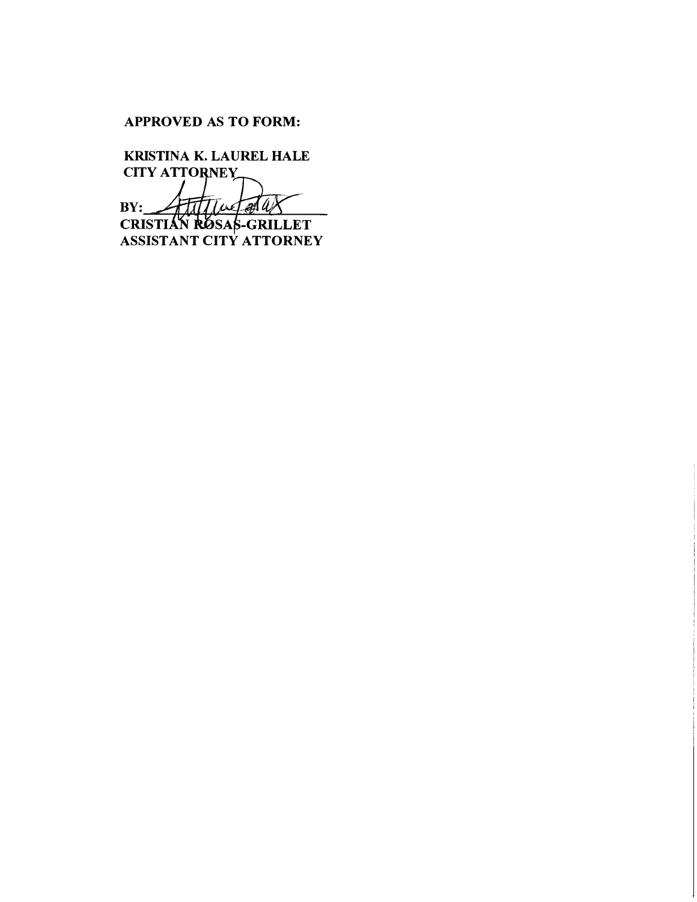**APPROVED AS TO FORM:**

**KRISTINA K. LAUREL HALE**
**CITY ATTORNEY**

**BY:** ______________________
**CRISTIAN ROSAS-GRILLET**
**ASSISTANT CITY ATTORNEY**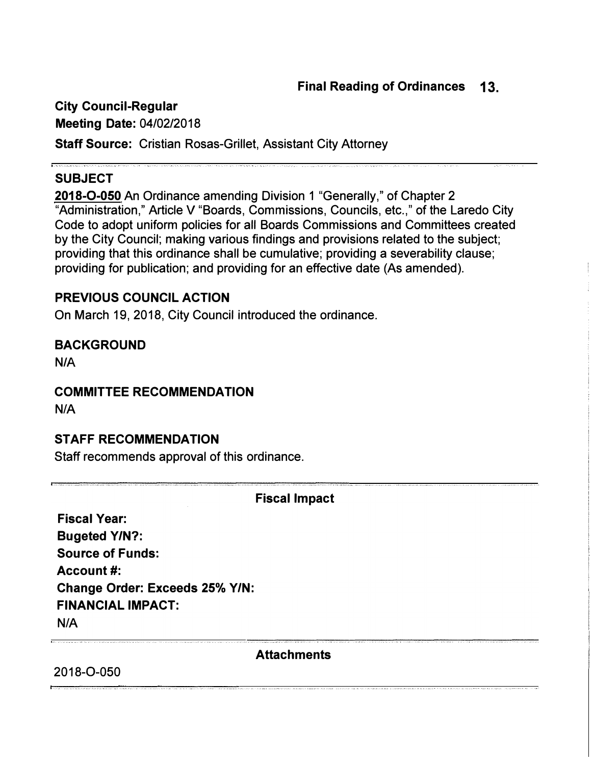**Final Reading of Ordinances 13.**

**City Council-Regular**

**Meeting Date:** 04/02/2018

**Staff Source:** Cristian Rosas-Grillet, Assistant City Attorney

---

## SUBJECT

**2018-O-050** An Ordinance amending Division 1 "Generally," of Chapter 2 "Administration," Article V "Boards, Commissions, Councils, etc.," of the Laredo City Code to adopt uniform policies for all Boards Commissions and Committees created by the City Council; making various findings and provisions related to the subject; providing that this ordinance shall be cumulative; providing a severability clause; providing for publication; and providing for an effective date (As amended).

## PREVIOUS COUNCIL ACTION

On March 19, 2018, City Council introduced the ordinance.

## BACKGROUND

N/A

## COMMITTEE RECOMMENDATION

N/A

## STAFF RECOMMENDATION

Staff recommends approval of this ordinance.

---

### Fiscal Impact

**Fiscal Year:**
**Bugeted Y/N?:**
**Source of Funds:**
**Account #:**
**Change Order: Exceeds 25% Y/N:**
**FINANCIAL IMPACT:**
N/A

---

### Attachments

2018-O-050